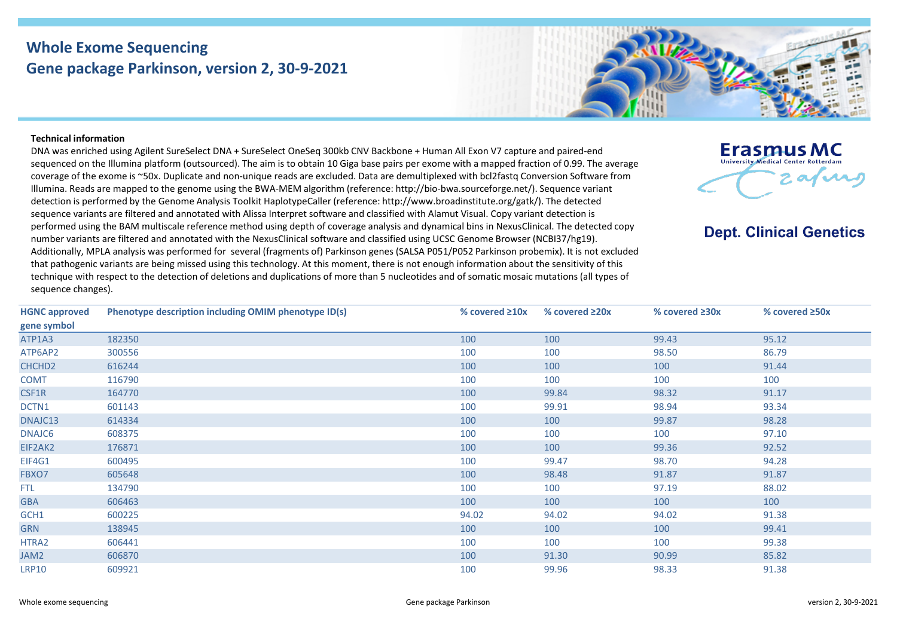# Whole Exome Sequencing
## Gene package Parkinson, version 2, 30-9-2021

Erasmus MC
University Medical Center Rotterdam

**Dept. Clinical Genetics**

**Technical information**

DNA was enriched using Agilent SureSelect DNA + SureSelect OneSeq 300kb CNV Backbone + Human All Exon V7 capture and paired-end sequenced on the Illumina platform (outsourced). The aim is to obtain 10 Giga base pairs per exome with a mapped fraction of 0.99. The average coverage of the exome is ~50x. Duplicate and non-unique reads are excluded. Data are demultiplexed with bcl2fastq Conversion Software from Illumina. Reads are mapped to the genome using the BWA-MEM algorithm (reference: http://bio-bwa.sourceforge.net/). Sequence variant detection is performed by the Genome Analysis Toolkit HaplotypeCaller (reference: http://www.broadinstitute.org/gatk/). The detected sequence variants are filtered and annotated with Alissa Interpret software and classified with Alamut Visual. Copy variant detection is performed using the BAM multiscale reference method using depth of coverage analysis and dynamical bins in NexusClinical. The detected copy number variants are filtered and annotated with the NexusClinical software and classified using UCSC Genome Browser (NCBI37/hg19). Additionally, MPLA analysis was performed for several (fragments of) Parkinson genes (SALSA P051/P052 Parkinson probemix). It is not excluded that pathogenic variants are being missed using this technology. At this moment, there is not enough information about the sensitivity of this technique with respect to the detection of deletions and duplications of more than 5 nucleotides and of somatic mosaic mutations (all types of sequence changes).

| HGNC approved gene symbol | Phenotype description including OMIM phenotype ID(s) | % covered ≥10x | % covered ≥20x | % covered ≥30x | % covered ≥50x |
|---|---|---|---|---|---|
| ATP1A3 | 182350 | 100 | 100 | 99.43 | 95.12 |
| ATP6AP2 | 300556 | 100 | 100 | 98.50 | 86.79 |
| CHCHD2 | 616244 | 100 | 100 | 100 | 91.44 |
| COMT | 116790 | 100 | 100 | 100 | 100 |
| CSF1R | 164770 | 100 | 99.84 | 98.32 | 91.17 |
| DCTN1 | 601143 | 100 | 99.91 | 98.94 | 93.34 |
| DNAJC13 | 614334 | 100 | 100 | 99.87 | 98.28 |
| DNAJC6 | 608375 | 100 | 100 | 100 | 97.10 |
| EIF2AK2 | 176871 | 100 | 100 | 99.36 | 92.52 |
| EIF4G1 | 600495 | 100 | 99.47 | 98.70 | 94.28 |
| FBXO7 | 605648 | 100 | 98.48 | 91.87 | 91.87 |
| FTL | 134790 | 100 | 100 | 97.19 | 88.02 |
| GBA | 606463 | 100 | 100 | 100 | 100 |
| GCH1 | 600225 | 94.02 | 94.02 | 94.02 | 91.38 |
| GRN | 138945 | 100 | 100 | 100 | 99.41 |
| HTRA2 | 606441 | 100 | 100 | 100 | 99.38 |
| JAM2 | 606870 | 100 | 91.30 | 90.99 | 85.82 |
| LRP10 | 609921 | 100 | 99.96 | 98.33 | 91.38 |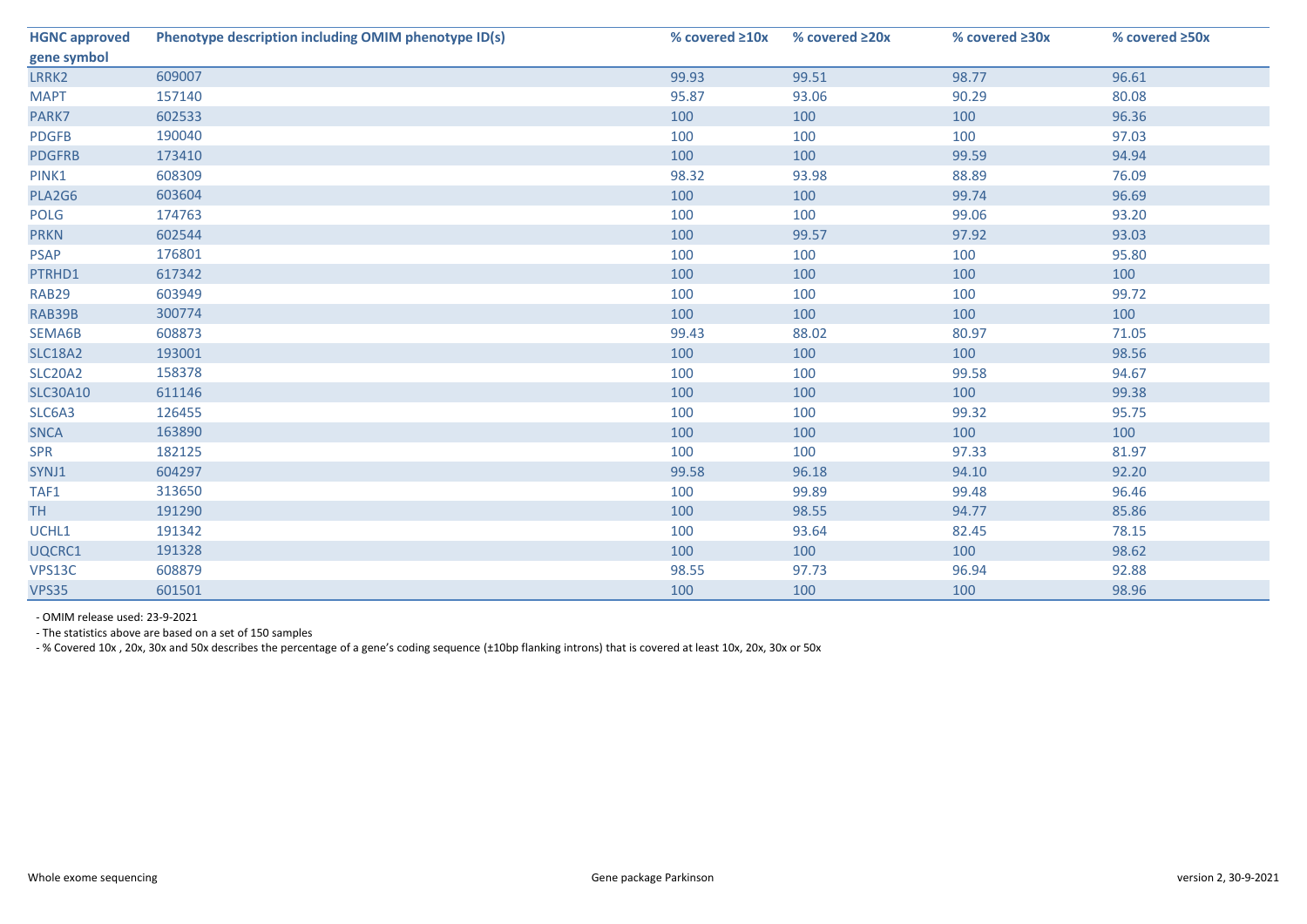| HGNC approved gene symbol | Phenotype description including OMIM phenotype ID(s) | % covered ≥10x | % covered ≥20x | % covered ≥30x | % covered ≥50x |
|---|---|---|---|---|---|
| LRRK2 | 609007 | 99.93 | 99.51 | 98.77 | 96.61 |
| MAPT | 157140 | 95.87 | 93.06 | 90.29 | 80.08 |
| PARK7 | 602533 | 100 | 100 | 100 | 96.36 |
| PDGFB | 190040 | 100 | 100 | 100 | 97.03 |
| PDGFRB | 173410 | 100 | 100 | 99.59 | 94.94 |
| PINK1 | 608309 | 98.32 | 93.98 | 88.89 | 76.09 |
| PLA2G6 | 603604 | 100 | 100 | 99.74 | 96.69 |
| POLG | 174763 | 100 | 100 | 99.06 | 93.20 |
| PRKN | 602544 | 100 | 99.57 | 97.92 | 93.03 |
| PSAP | 176801 | 100 | 100 | 100 | 95.80 |
| PTRHD1 | 617342 | 100 | 100 | 100 | 100 |
| RAB29 | 603949 | 100 | 100 | 100 | 99.72 |
| RAB39B | 300774 | 100 | 100 | 100 | 100 |
| SEMA6B | 608873 | 99.43 | 88.02 | 80.97 | 71.05 |
| SLC18A2 | 193001 | 100 | 100 | 100 | 98.56 |
| SLC20A2 | 158378 | 100 | 100 | 99.58 | 94.67 |
| SLC30A10 | 611146 | 100 | 100 | 100 | 99.38 |
| SLC6A3 | 126455 | 100 | 100 | 99.32 | 95.75 |
| SNCA | 163890 | 100 | 100 | 100 | 100 |
| SPR | 182125 | 100 | 100 | 97.33 | 81.97 |
| SYNJ1 | 604297 | 99.58 | 96.18 | 94.10 | 92.20 |
| TAF1 | 313650 | 100 | 99.89 | 99.48 | 96.46 |
| TH | 191290 | 100 | 98.55 | 94.77 | 85.86 |
| UCHL1 | 191342 | 100 | 93.64 | 82.45 | 78.15 |
| UQCRC1 | 191328 | 100 | 100 | 100 | 98.62 |
| VPS13C | 608879 | 98.55 | 97.73 | 96.94 | 92.88 |
| VPS35 | 601501 | 100 | 100 | 100 | 98.96 |

- OMIM release used: 23-9-2021
- The statistics above are based on a set of 150 samples
- % Covered 10x , 20x, 30x and 50x describes the percentage of a gene's coding sequence (±10bp flanking introns) that is covered at least 10x, 20x, 30x or 50x